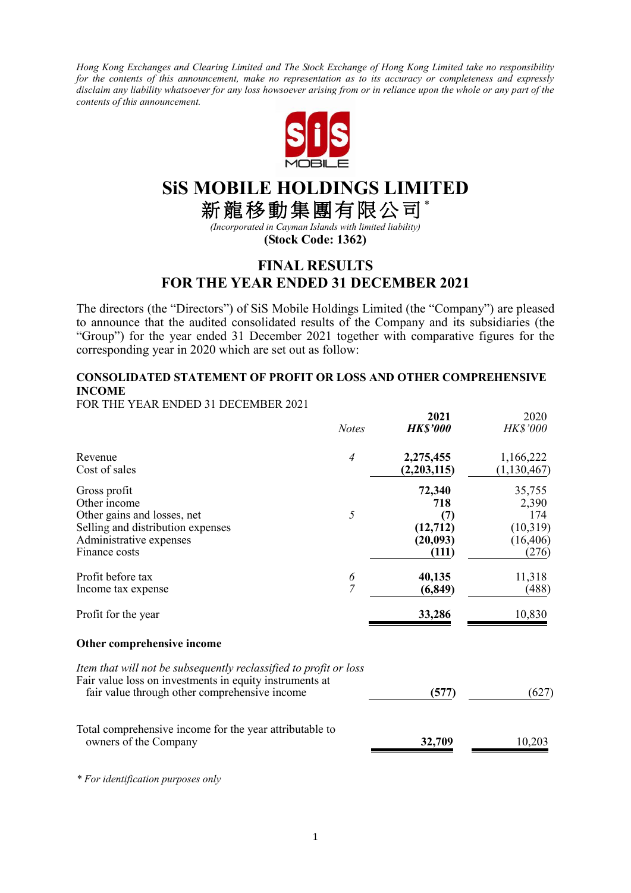*Hong Kong Exchanges and Clearing Limited and The Stock Exchange of Hong Kong Limited take no responsibility for the contents of this announcement, make no representation as to its accuracy or completeness and expressly disclaim any liability whatsoever for any loss howsoever arising from or in reliance upon the whole or any part of the contents of this announcement.*

# SiS MOBILE HOLDINGS LIMITED

# 新龍移動集團有限公司*

*(Incorporated in Cayman Islands with limited liability)*

**(Stock Code: 1362)**

## FINAL RESULTS
## FOR THE YEAR ENDED 31 DECEMBER 2021

The directors (the "Directors") of SiS Mobile Holdings Limited (the "Company") are pleased to announce that the audited consolidated results of the Company and its subsidiaries (the "Group") for the year ended 31 December 2021 together with comparative figures for the corresponding year in 2020 which are set out as follow:

### CONSOLIDATED STATEMENT OF PROFIT OR LOSS AND OTHER COMPREHENSIVE INCOME

FOR THE YEAR ENDED 31 DECEMBER 2021

| | *Notes* | **2021** ***HK$'000*** | 2020 *HK$'000* |
|---|---|---|---|
| Revenue | *4* | **2,275,455** | 1,166,222 |
| Cost of sales | | **(2,203,115)** | (1,130,467) |
| Gross profit | | **72,340** | 35,755 |
| Other income | | **718** | 2,390 |
| Other gains and losses, net | *5* | **(7)** | 174 |
| Selling and distribution expenses | | **(12,712)** | (10,319) |
| Administrative expenses | | **(20,093)** | (16,406) |
| Finance costs | | **(111)** | (276) |
| Profit before tax | *6* | **40,135** | 11,318 |
| Income tax expense | *7* | **(6,849)** | (488) |
| Profit for the year | | **33,286** | 10,830 |
| **Other comprehensive income** | | | |
| *Item that will not be subsequently reclassified to profit or loss* | | | |
| Fair value loss on investments in equity instruments at fair value through other comprehensive income | | **(577)** | (627) |
| Total comprehensive income for the year attributable to owners of the Company | | **32,709** | 10,203 |

*\* For identification purposes only*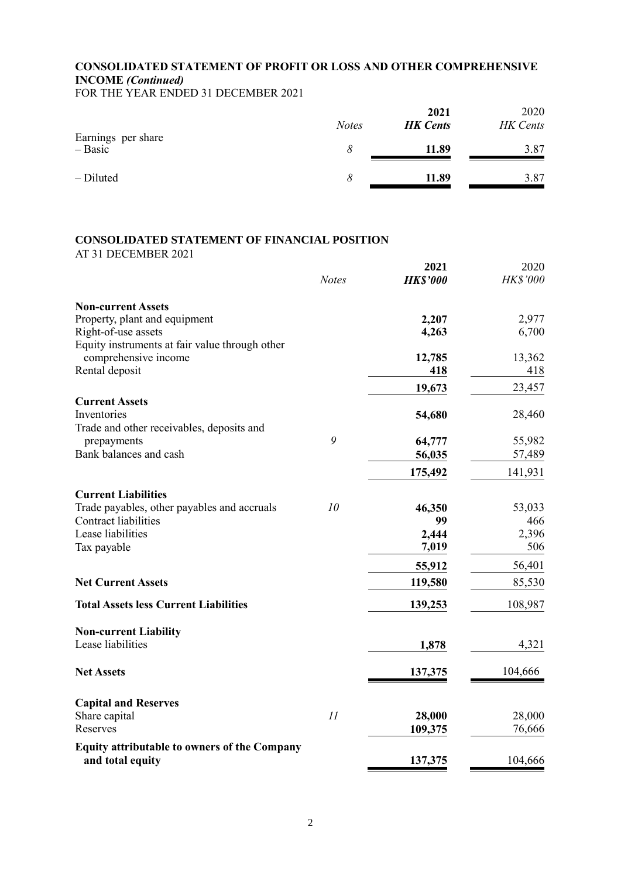## CONSOLIDATED STATEMENT OF PROFIT OR LOSS AND OTHER COMPREHENSIVE INCOME *(Continued)*

FOR THE YEAR ENDED 31 DECEMBER 2021

| | *Notes* | **2021** *HK Cents* | 2020 *HK Cents* |
|---|---|---|---|
| Earnings per share | | | |
| – Basic | *8* | **11.89** | 3.87 |
| – Diluted | *8* | **11.89** | 3.87 |

## CONSOLIDATED STATEMENT OF FINANCIAL POSITION

AT 31 DECEMBER 2021

| | *Notes* | **2021** *HK$'000* | 2020 *HK$'000* |
|---|---|---|---|
| **Non-current Assets** | | | |
| Property, plant and equipment | | **2,207** | 2,977 |
| Right-of-use assets | | **4,263** | 6,700 |
| Equity instruments at fair value through other comprehensive income | | **12,785** | 13,362 |
| Rental deposit | | **418** | 418 |
| | | **19,673** | 23,457 |
| **Current Assets** | | | |
| Inventories | | **54,680** | 28,460 |
| Trade and other receivables, deposits and prepayments | *9* | **64,777** | 55,982 |
| Bank balances and cash | | **56,035** | 57,489 |
| | | **175,492** | 141,931 |
| **Current Liabilities** | | | |
| Trade payables, other payables and accruals | *10* | **46,350** | 53,033 |
| Contract liabilities | | **99** | 466 |
| Lease liabilities | | **2,444** | 2,396 |
| Tax payable | | **7,019** | 506 |
| | | **55,912** | 56,401 |
| **Net Current Assets** | | **119,580** | 85,530 |
| **Total Assets less Current Liabilities** | | **139,253** | 108,987 |
| **Non-current Liability** | | | |
| Lease liabilities | | **1,878** | 4,321 |
| **Net Assets** | | **137,375** | 104,666 |
| **Capital and Reserves** | | | |
| Share capital | *11* | **28,000** | 28,000 |
| Reserves | | **109,375** | 76,666 |
| **Equity attributable to owners of the Company and total equity** | | **137,375** | 104,666 |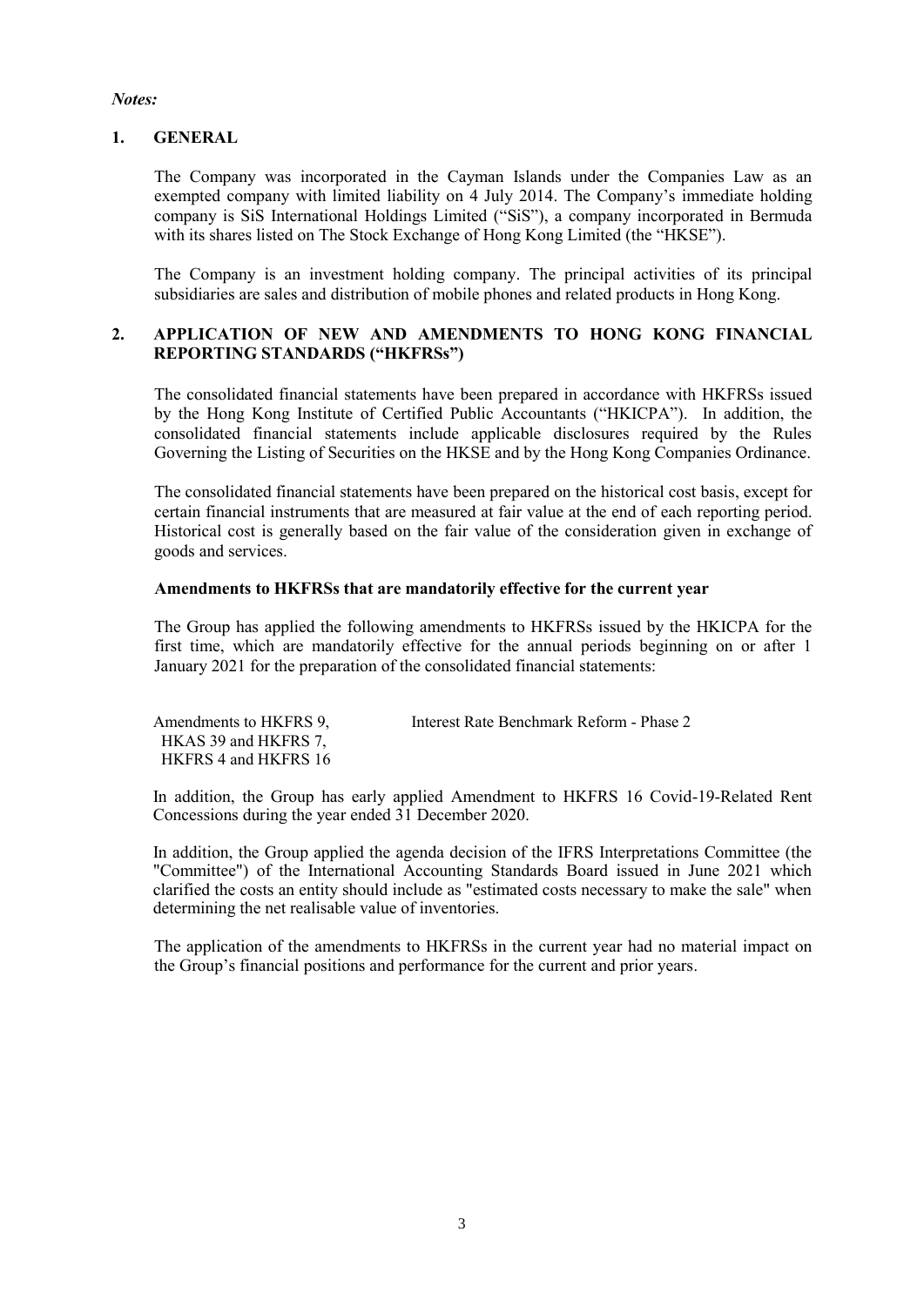*Notes:*

## 1. GENERAL

The Company was incorporated in the Cayman Islands under the Companies Law as an exempted company with limited liability on 4 July 2014. The Company's immediate holding company is SiS International Holdings Limited ("SiS"), a company incorporated in Bermuda with its shares listed on The Stock Exchange of Hong Kong Limited (the "HKSE").

The Company is an investment holding company. The principal activities of its principal subsidiaries are sales and distribution of mobile phones and related products in Hong Kong.

## 2. APPLICATION OF NEW AND AMENDMENTS TO HONG KONG FINANCIAL REPORTING STANDARDS ("HKFRSs")

The consolidated financial statements have been prepared in accordance with HKFRSs issued by the Hong Kong Institute of Certified Public Accountants ("HKICPA"). In addition, the consolidated financial statements include applicable disclosures required by the Rules Governing the Listing of Securities on the HKSE and by the Hong Kong Companies Ordinance.

The consolidated financial statements have been prepared on the historical cost basis, except for certain financial instruments that are measured at fair value at the end of each reporting period. Historical cost is generally based on the fair value of the consideration given in exchange of goods and services.

### Amendments to HKFRSs that are mandatorily effective for the current year

The Group has applied the following amendments to HKFRSs issued by the HKICPA for the first time, which are mandatorily effective for the annual periods beginning on or after 1 January 2021 for the preparation of the consolidated financial statements:

| | |
|---|---|
| Amendments to HKFRS 9, HKAS 39 and HKFRS 7, HKFRS 4 and HKFRS 16 | Interest Rate Benchmark Reform - Phase 2 |

In addition, the Group has early applied Amendment to HKFRS 16 Covid-19-Related Rent Concessions during the year ended 31 December 2020.

In addition, the Group applied the agenda decision of the IFRS Interpretations Committee (the "Committee") of the International Accounting Standards Board issued in June 2021 which clarified the costs an entity should include as "estimated costs necessary to make the sale" when determining the net realisable value of inventories.

The application of the amendments to HKFRSs in the current year had no material impact on the Group's financial positions and performance for the current and prior years.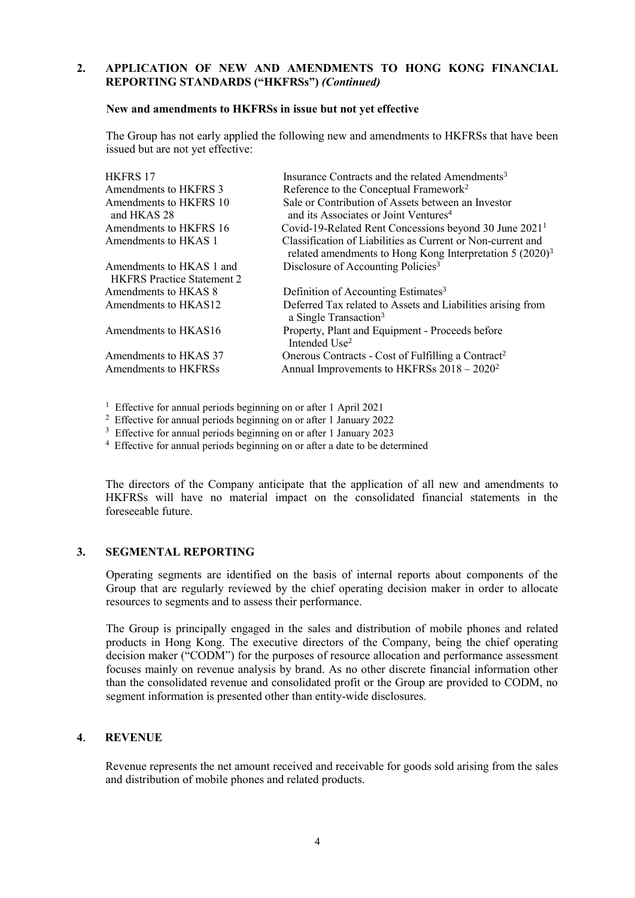## 2. APPLICATION OF NEW AND AMENDMENTS TO HONG KONG FINANCIAL REPORTING STANDARDS ("HKFRSs") *(Continued)*

**New and amendments to HKFRSs in issue but not yet effective**

The Group has not early applied the following new and amendments to HKFRSs that have been issued but are not yet effective:

| | |
|---|---|
| HKFRS 17 | Insurance Contracts and the related Amendments[3] |
| Amendments to HKFRS 3 | Reference to the Conceptual Framework[2] |
| Amendments to HKFRS 10 and HKAS 28 | Sale or Contribution of Assets between an Investor and its Associates or Joint Ventures[4] |
| Amendments to HKFRS 16 | Covid-19-Related Rent Concessions beyond 30 June 2021[1] |
| Amendments to HKAS 1 | Classification of Liabilities as Current or Non-current and related amendments to Hong Kong Interpretation 5 (2020)[3] |
| Amendments to HKAS 1 and HKFRS Practice Statement 2 | Disclosure of Accounting Policies[3] |
| Amendments to HKAS 8 | Definition of Accounting Estimates[3] |
| Amendments to HKAS12 | Deferred Tax related to Assets and Liabilities arising from a Single Transaction[3] |
| Amendments to HKAS16 | Property, Plant and Equipment - Proceeds before Intended Use[2] |
| Amendments to HKAS 37 | Onerous Contracts - Cost of Fulfilling a Contract[2] |
| Amendments to HKFRSs | Annual Improvements to HKFRSs 2018 – 2020[2] |

[1] Effective for annual periods beginning on or after 1 April 2021

[2] Effective for annual periods beginning on or after 1 January 2022

[3] Effective for annual periods beginning on or after 1 January 2023

[4] Effective for annual periods beginning on or after a date to be determined

The directors of the Company anticipate that the application of all new and amendments to HKFRSs will have no material impact on the consolidated financial statements in the foreseeable future.

## 3. SEGMENTAL REPORTING

Operating segments are identified on the basis of internal reports about components of the Group that are regularly reviewed by the chief operating decision maker in order to allocate resources to segments and to assess their performance.

The Group is principally engaged in the sales and distribution of mobile phones and related products in Hong Kong. The executive directors of the Company, being the chief operating decision maker ("CODM") for the purposes of resource allocation and performance assessment focuses mainly on revenue analysis by brand. As no other discrete financial information other than the consolidated revenue and consolidated profit or the Group are provided to CODM, no segment information is presented other than entity-wide disclosures.

## 4. REVENUE

Revenue represents the net amount received and receivable for goods sold arising from the sales and distribution of mobile phones and related products.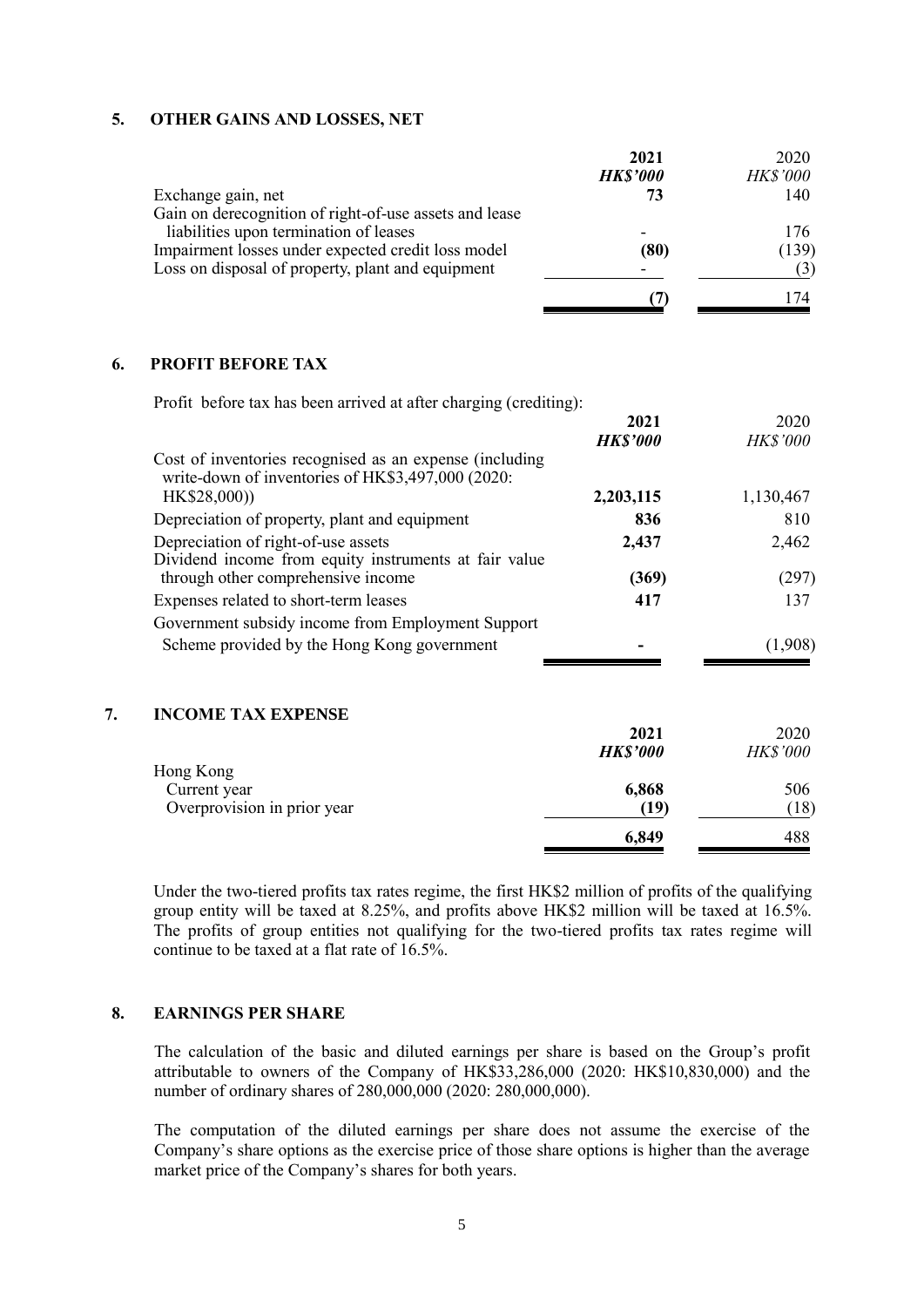## 5. OTHER GAINS AND LOSSES, NET

| | **2021** | 2020 |
|---|---|---|
| | ***HK$'000*** | *HK$'000* |
| Exchange gain, net | **73** | 140 |
| Gain on derecognition of right-of-use assets and lease liabilities upon termination of leases | - | 176 |
| Impairment losses under expected credit loss model | **(80)** | (139) |
| Loss on disposal of property, plant and equipment | - | (3) |
| | **(7)** | 174 |

## 6. PROFIT BEFORE TAX

Profit before tax has been arrived at after charging (crediting):

| | **2021** | 2020 |
|---|---|---|
| | ***HK$'000*** | *HK$'000* |
| Cost of inventories recognised as an expense (including write-down of inventories of HK$3,497,000 (2020: HK$28,000)) | **2,203,115** | 1,130,467 |
| Depreciation of property, plant and equipment | **836** | 810 |
| Depreciation of right-of-use assets | **2,437** | 2,462 |
| Dividend income from equity instruments at fair value through other comprehensive income | **(369)** | (297) |
| Expenses related to short-term leases | **417** | 137 |
| Government subsidy income from Employment Support Scheme provided by the Hong Kong government | **-** | (1,908) |

## 7. INCOME TAX EXPENSE

| | **2021** | 2020 |
|---|---|---|
| | ***HK$'000*** | *HK$'000* |
| Hong Kong | | |
| Current year | **6,868** | 506 |
| Overprovision in prior year | **(19)** | (18) |
| | **6,849** | 488 |

Under the two-tiered profits tax rates regime, the first HK$2 million of profits of the qualifying group entity will be taxed at 8.25%, and profits above HK$2 million will be taxed at 16.5%. The profits of group entities not qualifying for the two-tiered profits tax rates regime will continue to be taxed at a flat rate of 16.5%.

## 8. EARNINGS PER SHARE

The calculation of the basic and diluted earnings per share is based on the Group's profit attributable to owners of the Company of HK$33,286,000 (2020: HK$10,830,000) and the number of ordinary shares of 280,000,000 (2020: 280,000,000).

The computation of the diluted earnings per share does not assume the exercise of the Company's share options as the exercise price of those share options is higher than the average market price of the Company's shares for both years.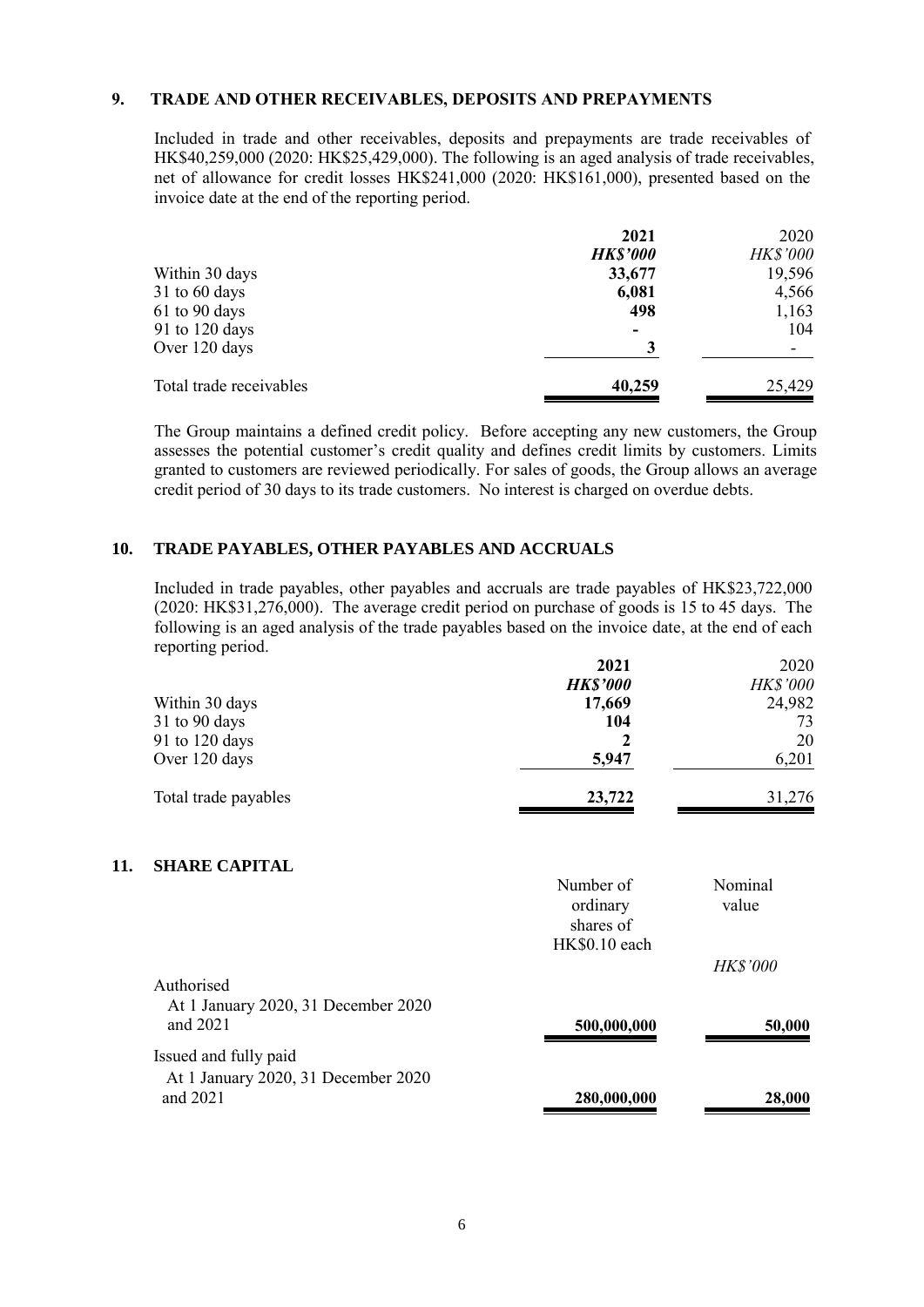## 9. TRADE AND OTHER RECEIVABLES, DEPOSITS AND PREPAYMENTS

Included in trade and other receivables, deposits and prepayments are trade receivables of HK$40,259,000 (2020: HK$25,429,000). The following is an aged analysis of trade receivables, net of allowance for credit losses HK$241,000 (2020: HK$161,000), presented based on the invoice date at the end of the reporting period.

| | **2021** | 2020 |
|---|---|---|
| | ***HK$'000*** | *HK$'000* |
| Within 30 days | **33,677** | 19,596 |
| 31 to 60 days | **6,081** | 4,566 |
| 61 to 90 days | **498** | 1,163 |
| 91 to 120 days | **-** | 104 |
| Over 120 days | **3** | - |
| Total trade receivables | **40,259** | 25,429 |

The Group maintains a defined credit policy. Before accepting any new customers, the Group assesses the potential customer's credit quality and defines credit limits by customers. Limits granted to customers are reviewed periodically. For sales of goods, the Group allows an average credit period of 30 days to its trade customers. No interest is charged on overdue debts.

## 10. TRADE PAYABLES, OTHER PAYABLES AND ACCRUALS

Included in trade payables, other payables and accruals are trade payables of HK$23,722,000 (2020: HK$31,276,000). The average credit period on purchase of goods is 15 to 45 days. The following is an aged analysis of the trade payables based on the invoice date, at the end of each reporting period.

| | **2021** | 2020 |
|---|---|---|
| | ***HK$'000*** | *HK$'000* |
| Within 30 days | **17,669** | 24,982 |
| 31 to 90 days | **104** | 73 |
| 91 to 120 days | **2** | 20 |
| Over 120 days | **5,947** | 6,201 |
| Total trade payables | **23,722** | 31,276 |

## 11. SHARE CAPITAL

| | Number of ordinary shares of HK$0.10 each | Nominal value |
|---|---|---|
| | | *HK$'000* |
| Authorised | | |
| At 1 January 2020, 31 December 2020 and 2021 | **500,000,000** | **50,000** |
| Issued and fully paid | | |
| At 1 January 2020, 31 December 2020 and 2021 | **280,000,000** | **28,000** |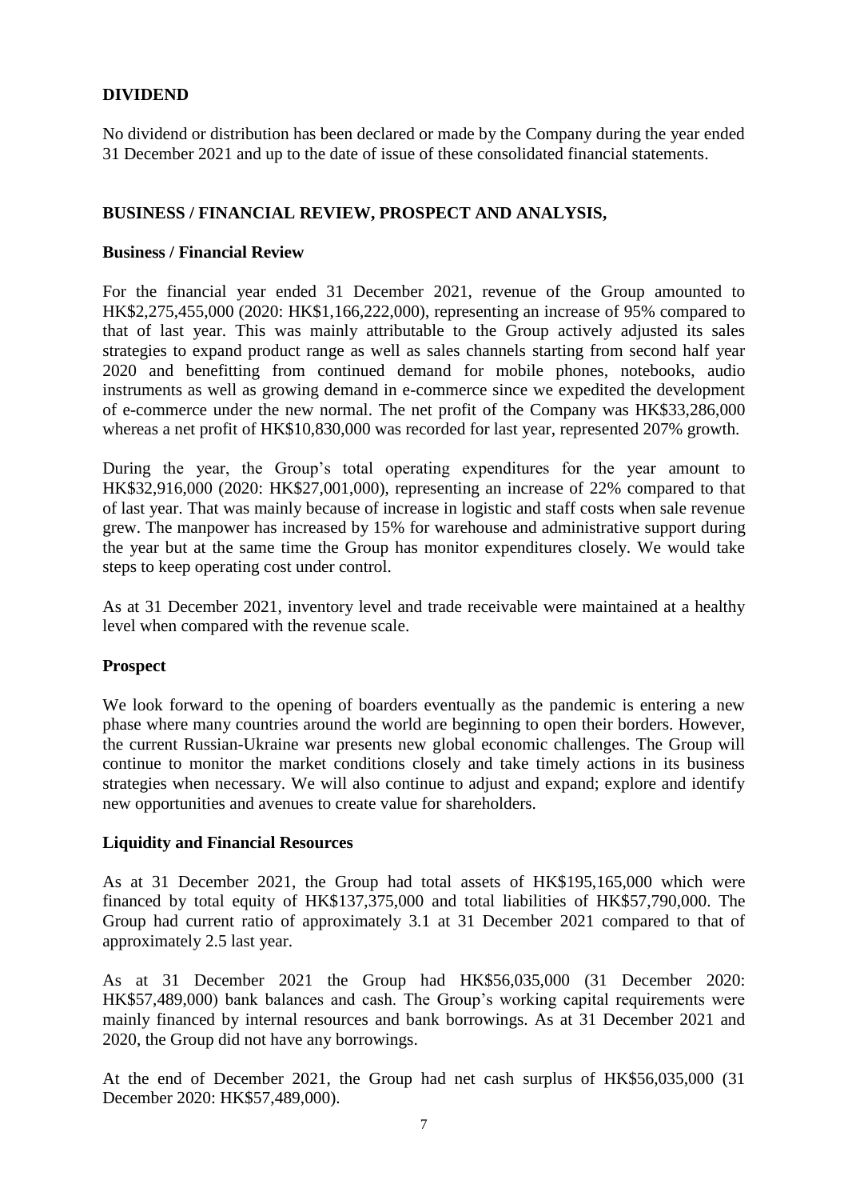## DIVIDEND

No dividend or distribution has been declared or made by the Company during the year ended 31 December 2021 and up to the date of issue of these consolidated financial statements.

## BUSINESS / FINANCIAL REVIEW, PROSPECT AND ANALYSIS,

### Business / Financial Review

For the financial year ended 31 December 2021, revenue of the Group amounted to HK$2,275,455,000 (2020: HK$1,166,222,000), representing an increase of 95% compared to that of last year. This was mainly attributable to the Group actively adjusted its sales strategies to expand product range as well as sales channels starting from second half year 2020 and benefitting from continued demand for mobile phones, notebooks, audio instruments as well as growing demand in e-commerce since we expedited the development of e-commerce under the new normal. The net profit of the Company was HK$33,286,000 whereas a net profit of HK$10,830,000 was recorded for last year, represented 207% growth.

During the year, the Group's total operating expenditures for the year amount to HK$32,916,000 (2020: HK$27,001,000), representing an increase of 22% compared to that of last year. That was mainly because of increase in logistic and staff costs when sale revenue grew. The manpower has increased by 15% for warehouse and administrative support during the year but at the same time the Group has monitor expenditures closely. We would take steps to keep operating cost under control.

As at 31 December 2021, inventory level and trade receivable were maintained at a healthy level when compared with the revenue scale.

### Prospect

We look forward to the opening of boarders eventually as the pandemic is entering a new phase where many countries around the world are beginning to open their borders. However, the current Russian-Ukraine war presents new global economic challenges. The Group will continue to monitor the market conditions closely and take timely actions in its business strategies when necessary. We will also continue to adjust and expand; explore and identify new opportunities and avenues to create value for shareholders.

### Liquidity and Financial Resources

As at 31 December 2021, the Group had total assets of HK$195,165,000 which were financed by total equity of HK$137,375,000 and total liabilities of HK$57,790,000. The Group had current ratio of approximately 3.1 at 31 December 2021 compared to that of approximately 2.5 last year.

As at 31 December 2021 the Group had HK$56,035,000 (31 December 2020: HK$57,489,000) bank balances and cash. The Group's working capital requirements were mainly financed by internal resources and bank borrowings. As at 31 December 2021 and 2020, the Group did not have any borrowings.

At the end of December 2021, the Group had net cash surplus of HK$56,035,000 (31 December 2020: HK$57,489,000).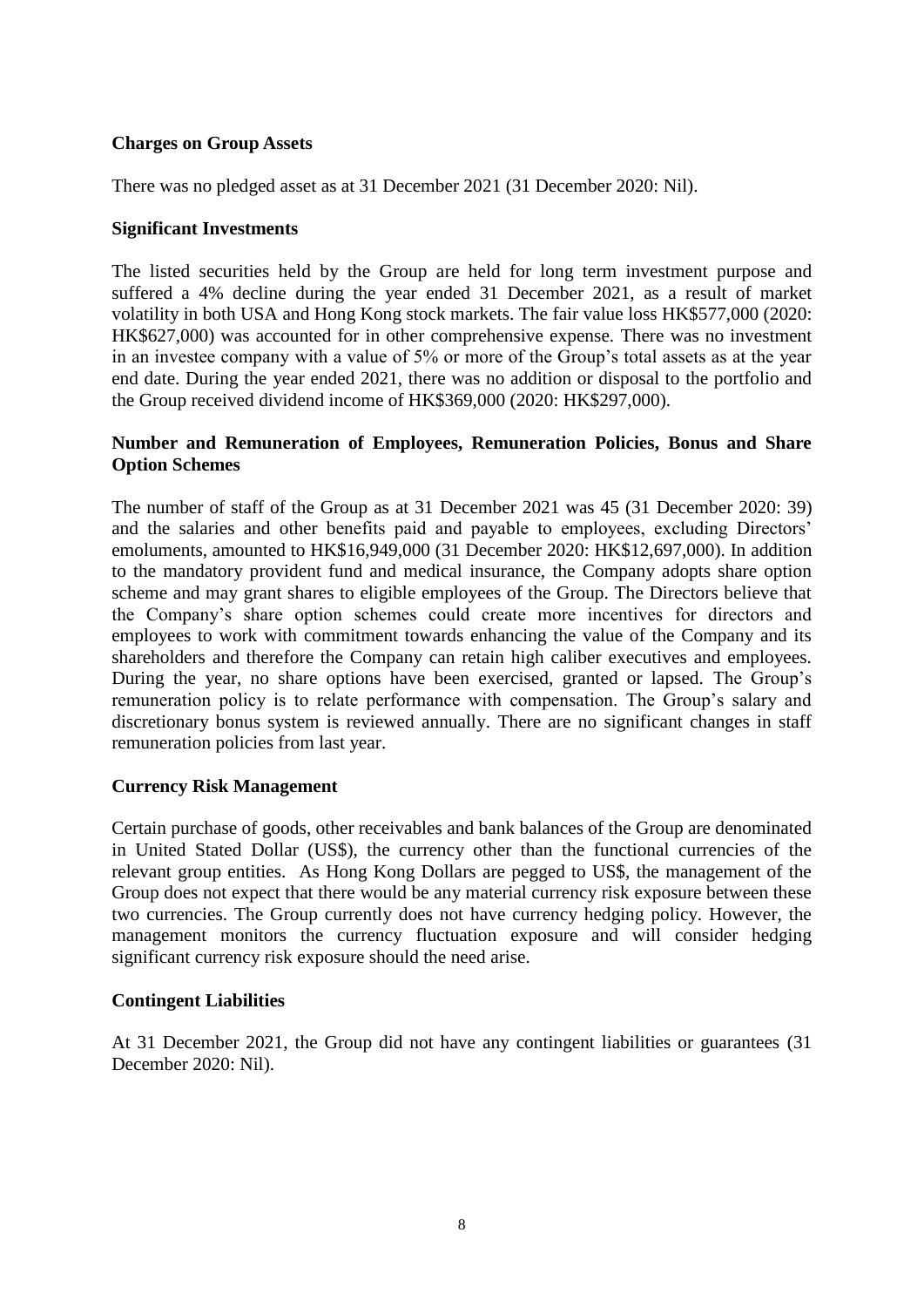**Charges on Group Assets**

There was no pledged asset as at 31 December 2021 (31 December 2020: Nil).

**Significant Investments**

The listed securities held by the Group are held for long term investment purpose and suffered a 4% decline during the year ended 31 December 2021, as a result of market volatility in both USA and Hong Kong stock markets. The fair value loss HK$577,000 (2020: HK$627,000) was accounted for in other comprehensive expense. There was no investment in an investee company with a value of 5% or more of the Group's total assets as at the year end date. During the year ended 2021, there was no addition or disposal to the portfolio and the Group received dividend income of HK$369,000 (2020: HK$297,000).

**Number and Remuneration of Employees, Remuneration Policies, Bonus and Share Option Schemes**

The number of staff of the Group as at 31 December 2021 was 45 (31 December 2020: 39) and the salaries and other benefits paid and payable to employees, excluding Directors' emoluments, amounted to HK$16,949,000 (31 December 2020: HK$12,697,000). In addition to the mandatory provident fund and medical insurance, the Company adopts share option scheme and may grant shares to eligible employees of the Group. The Directors believe that the Company's share option schemes could create more incentives for directors and employees to work with commitment towards enhancing the value of the Company and its shareholders and therefore the Company can retain high caliber executives and employees. During the year, no share options have been exercised, granted or lapsed. The Group's remuneration policy is to relate performance with compensation. The Group's salary and discretionary bonus system is reviewed annually. There are no significant changes in staff remuneration policies from last year.

**Currency Risk Management**

Certain purchase of goods, other receivables and bank balances of the Group are denominated in United Stated Dollar (US$), the currency other than the functional currencies of the relevant group entities. As Hong Kong Dollars are pegged to US$, the management of the Group does not expect that there would be any material currency risk exposure between these two currencies. The Group currently does not have currency hedging policy. However, the management monitors the currency fluctuation exposure and will consider hedging significant currency risk exposure should the need arise.

**Contingent Liabilities**

At 31 December 2021, the Group did not have any contingent liabilities or guarantees (31 December 2020: Nil).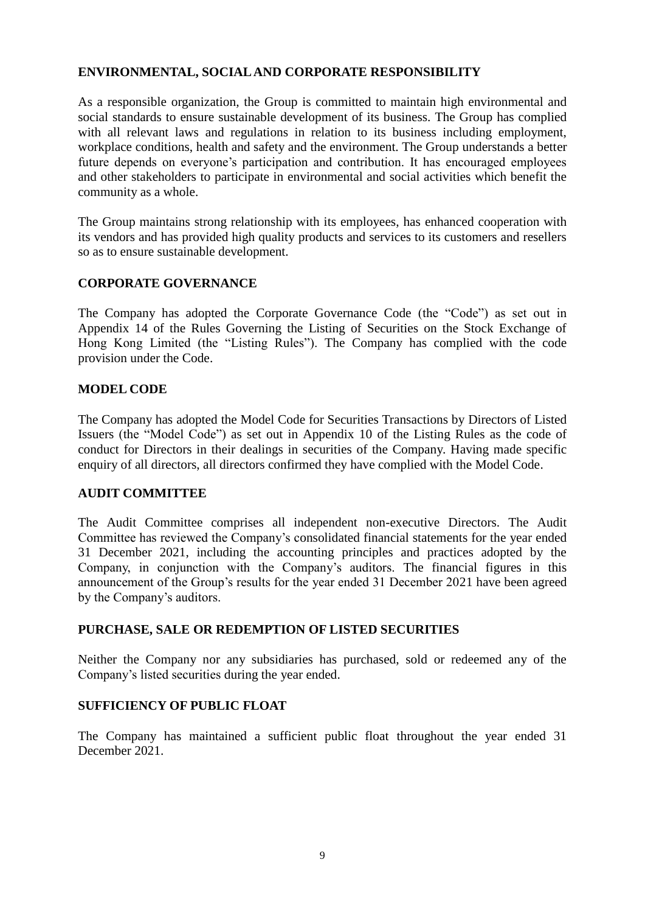## ENVIRONMENTAL, SOCIAL AND CORPORATE RESPONSIBILITY

As a responsible organization, the Group is committed to maintain high environmental and social standards to ensure sustainable development of its business. The Group has complied with all relevant laws and regulations in relation to its business including employment, workplace conditions, health and safety and the environment. The Group understands a better future depends on everyone's participation and contribution. It has encouraged employees and other stakeholders to participate in environmental and social activities which benefit the community as a whole.

The Group maintains strong relationship with its employees, has enhanced cooperation with its vendors and has provided high quality products and services to its customers and resellers so as to ensure sustainable development.

## CORPORATE GOVERNANCE

The Company has adopted the Corporate Governance Code (the "Code") as set out in Appendix 14 of the Rules Governing the Listing of Securities on the Stock Exchange of Hong Kong Limited (the "Listing Rules"). The Company has complied with the code provision under the Code.

## MODEL CODE

The Company has adopted the Model Code for Securities Transactions by Directors of Listed Issuers (the "Model Code") as set out in Appendix 10 of the Listing Rules as the code of conduct for Directors in their dealings in securities of the Company. Having made specific enquiry of all directors, all directors confirmed they have complied with the Model Code.

## AUDIT COMMITTEE

The Audit Committee comprises all independent non-executive Directors. The Audit Committee has reviewed the Company's consolidated financial statements for the year ended 31 December 2021, including the accounting principles and practices adopted by the Company, in conjunction with the Company's auditors. The financial figures in this announcement of the Group's results for the year ended 31 December 2021 have been agreed by the Company's auditors.

## PURCHASE, SALE OR REDEMPTION OF LISTED SECURITIES

Neither the Company nor any subsidiaries has purchased, sold or redeemed any of the Company's listed securities during the year ended.

## SUFFICIENCY OF PUBLIC FLOAT

The Company has maintained a sufficient public float throughout the year ended 31 December 2021.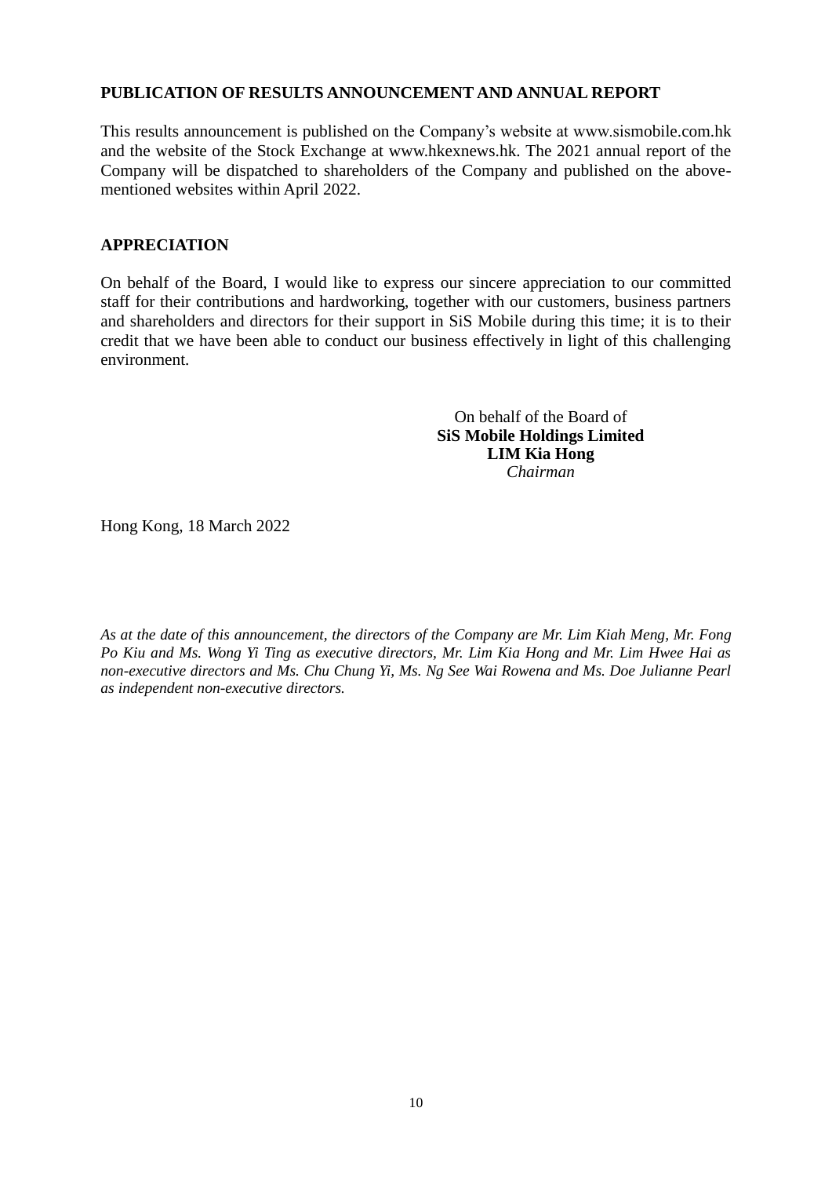## PUBLICATION OF RESULTS ANNOUNCEMENT AND ANNUAL REPORT

This results announcement is published on the Company's website at www.sismobile.com.hk and the website of the Stock Exchange at www.hkexnews.hk. The 2021 annual report of the Company will be dispatched to shareholders of the Company and published on the above-mentioned websites within April 2022.

## APPRECIATION

On behalf of the Board, I would like to express our sincere appreciation to our committed staff for their contributions and hardworking, together with our customers, business partners and shareholders and directors for their support in SiS Mobile during this time; it is to their credit that we have been able to conduct our business effectively in light of this challenging environment.

On behalf of the Board of
**SiS Mobile Holdings Limited**
**LIM Kia Hong**
*Chairman*

Hong Kong, 18 March 2022

*As at the date of this announcement, the directors of the Company are Mr. Lim Kiah Meng, Mr. Fong Po Kiu and Ms. Wong Yi Ting as executive directors, Mr. Lim Kia Hong and Mr. Lim Hwee Hai as non-executive directors and Ms. Chu Chung Yi, Ms. Ng See Wai Rowena and Ms. Doe Julianne Pearl as independent non-executive directors.*